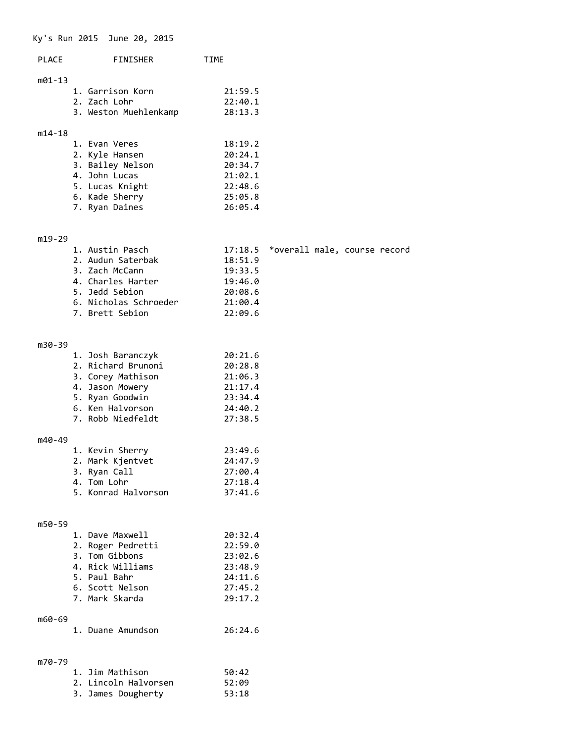Ky's Run 2015 June 20, 2015

| PLACE | FINISHER | TIME | |
|---|---|---|---|
| **m01-13** | | | |
| 1. | Garrison Korn | 21:59.5 | |
| 2. | Zach Lohr | 22:40.1 | |
| 3. | Weston Muehlenkamp | 28:13.3 | |
| **m14-18** | | | |
| 1. | Evan Veres | 18:19.2 | |
| 2. | Kyle Hansen | 20:24.1 | |
| 3. | Bailey Nelson | 20:34.7 | |
| 4. | John Lucas | 21:02.1 | |
| 5. | Lucas Knight | 22:48.6 | |
| 6. | Kade Sherry | 25:05.8 | |
| 7. | Ryan Daines | 26:05.4 | |
| **m19-29** | | | |
| 1. | Austin Pasch | 17:18.5 | *overall male, course record |
| 2. | Audun Saterbak | 18:51.9 | |
| 3. | Zach McCann | 19:33.5 | |
| 4. | Charles Harter | 19:46.0 | |
| 5. | Jedd Sebion | 20:08.6 | |
| 6. | Nicholas Schroeder | 21:00.4 | |
| 7. | Brett Sebion | 22:09.6 | |
| **m30-39** | | | |
| 1. | Josh Baranczyk | 20:21.6 | |
| 2. | Richard Brunoni | 20:28.8 | |
| 3. | Corey Mathison | 21:06.3 | |
| 4. | Jason Mowery | 21:17.4 | |
| 5. | Ryan Goodwin | 23:34.4 | |
| 6. | Ken Halvorson | 24:40.2 | |
| 7. | Robb Niedfeldt | 27:38.5 | |
| **m40-49** | | | |
| 1. | Kevin Sherry | 23:49.6 | |
| 2. | Mark Kjentvet | 24:47.9 | |
| 3. | Ryan Call | 27:00.4 | |
| 4. | Tom Lohr | 27:18.4 | |
| 5. | Konrad Halvorson | 37:41.6 | |
| **m50-59** | | | |
| 1. | Dave Maxwell | 20:32.4 | |
| 2. | Roger Pedretti | 22:59.0 | |
| 3. | Tom Gibbons | 23:02.6 | |
| 4. | Rick Williams | 23:48.9 | |
| 5. | Paul Bahr | 24:11.6 | |
| 6. | Scott Nelson | 27:45.2 | |
| 7. | Mark Skarda | 29:17.2 | |
| **m60-69** | | | |
| 1. | Duane Amundson | 26:24.6 | |
| **m70-79** | | | |
| 1. | Jim Mathison | 50:42 | |
| 2. | Lincoln Halvorsen | 52:09 | |
| 3. | James Dougherty | 53:18 | |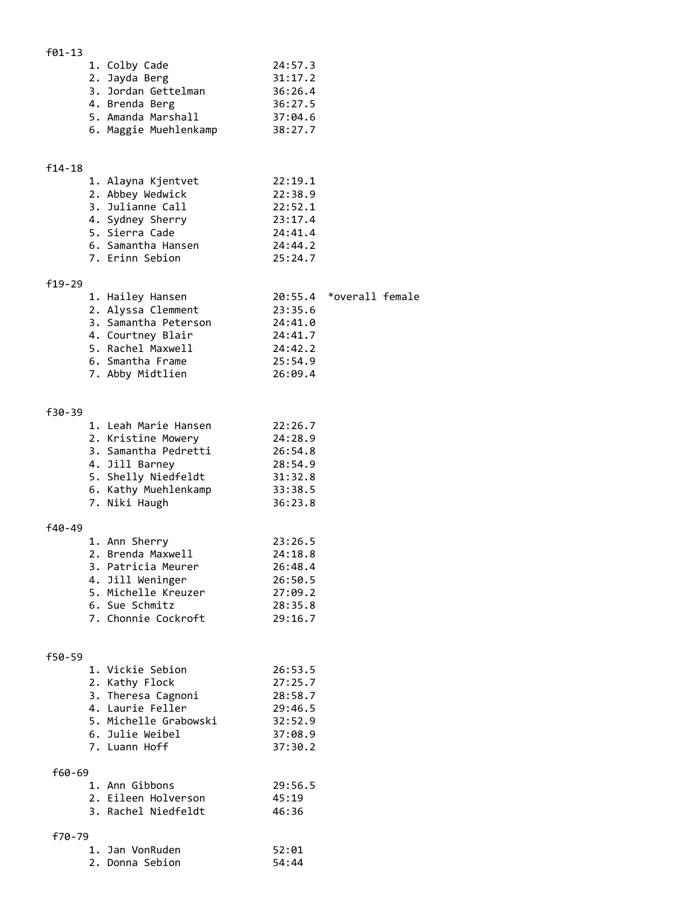f01-13

1. Colby Cade 24:57.3
2. Jayda Berg 31:17.2
3. Jordan Gettelman 36:26.4
4. Brenda Berg 36:27.5
5. Amanda Marshall 37:04.6
6. Maggie Muehlenkamp 38:27.7

f14-18

1. Alayna Kjentvet 22:19.1
2. Abbey Wedwick 22:38.9
3. Julianne Call 22:52.1
4. Sydney Sherry 23:17.4
5. Sierra Cade 24:41.4
6. Samantha Hansen 24:44.2
7. Erinn Sebion 25:24.7

f19-29

1. Hailey Hansen 20:55.4 *overall female
2. Alyssa Clemment 23:35.6
3. Samantha Peterson 24:41.0
4. Courtney Blair 24:41.7
5. Rachel Maxwell 24:42.2
6. Smantha Frame 25:54.9
7. Abby Midtlien 26:09.4

f30-39

1. Leah Marie Hansen 22:26.7
2. Kristine Mowery 24:28.9
3. Samantha Pedretti 26:54.8
4. Jill Barney 28:54.9
5. Shelly Niedfeldt 31:32.8
6. Kathy Muehlenkamp 33:38.5
7. Niki Haugh 36:23.8

f40-49

1. Ann Sherry 23:26.5
2. Brenda Maxwell 24:18.8
3. Patricia Meurer 26:48.4
4. Jill Weninger 26:50.5
5. Michelle Kreuzer 27:09.2
6. Sue Schmitz 28:35.8
7. Chonnie Cockroft 29:16.7

f50-59

1. Vickie Sebion 26:53.5
2. Kathy Flock 27:25.7
3. Theresa Cagnoni 28:58.7
4. Laurie Feller 29:46.5
5. Michelle Grabowski 32:52.9
6. Julie Weibel 37:08.9
7. Luann Hoff 37:30.2

f60-69

1. Ann Gibbons 29:56.5
2. Eileen Holverson 45:19
3. Rachel Niedfeldt 46:36

f70-79

1. Jan VonRuden 52:01
2. Donna Sebion 54:44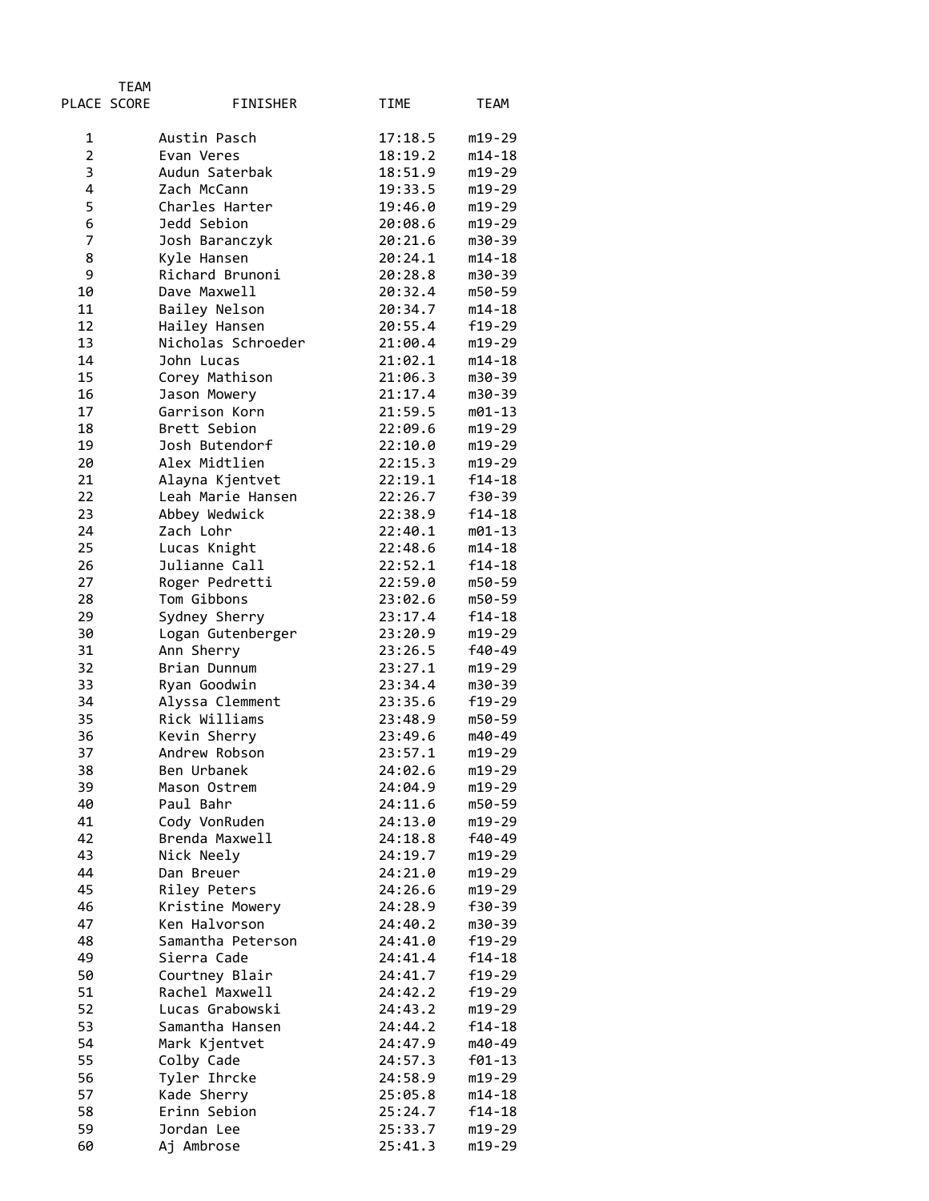| PLACE | TEAM SCORE | FINISHER | TIME | TEAM |
|---|---|---|---|---|
| 1 | | Austin Pasch | 17:18.5 | m19-29 |
| 2 | | Evan Veres | 18:19.2 | m14-18 |
| 3 | | Audun Saterbak | 18:51.9 | m19-29 |
| 4 | | Zach McCann | 19:33.5 | m19-29 |
| 5 | | Charles Harter | 19:46.0 | m19-29 |
| 6 | | Jedd Sebion | 20:08.6 | m19-29 |
| 7 | | Josh Baranczyk | 20:21.6 | m30-39 |
| 8 | | Kyle Hansen | 20:24.1 | m14-18 |
| 9 | | Richard Brunoni | 20:28.8 | m30-39 |
| 10 | | Dave Maxwell | 20:32.4 | m50-59 |
| 11 | | Bailey Nelson | 20:34.7 | m14-18 |
| 12 | | Hailey Hansen | 20:55.4 | f19-29 |
| 13 | | Nicholas Schroeder | 21:00.4 | m19-29 |
| 14 | | John Lucas | 21:02.1 | m14-18 |
| 15 | | Corey Mathison | 21:06.3 | m30-39 |
| 16 | | Jason Mowery | 21:17.4 | m30-39 |
| 17 | | Garrison Korn | 21:59.5 | m01-13 |
| 18 | | Brett Sebion | 22:09.6 | m19-29 |
| 19 | | Josh Butendorf | 22:10.0 | m19-29 |
| 20 | | Alex Midtlien | 22:15.3 | m19-29 |
| 21 | | Alayna Kjentvet | 22:19.1 | f14-18 |
| 22 | | Leah Marie Hansen | 22:26.7 | f30-39 |
| 23 | | Abbey Wedwick | 22:38.9 | f14-18 |
| 24 | | Zach Lohr | 22:40.1 | m01-13 |
| 25 | | Lucas Knight | 22:48.6 | m14-18 |
| 26 | | Julianne Call | 22:52.1 | f14-18 |
| 27 | | Roger Pedretti | 22:59.0 | m50-59 |
| 28 | | Tom Gibbons | 23:02.6 | m50-59 |
| 29 | | Sydney Sherry | 23:17.4 | f14-18 |
| 30 | | Logan Gutenberger | 23:20.9 | m19-29 |
| 31 | | Ann Sherry | 23:26.5 | f40-49 |
| 32 | | Brian Dunnum | 23:27.1 | m19-29 |
| 33 | | Ryan Goodwin | 23:34.4 | m30-39 |
| 34 | | Alyssa Clemment | 23:35.6 | f19-29 |
| 35 | | Rick Williams | 23:48.9 | m50-59 |
| 36 | | Kevin Sherry | 23:49.6 | m40-49 |
| 37 | | Andrew Robson | 23:57.1 | m19-29 |
| 38 | | Ben Urbanek | 24:02.6 | m19-29 |
| 39 | | Mason Ostrem | 24:04.9 | m19-29 |
| 40 | | Paul Bahr | 24:11.6 | m50-59 |
| 41 | | Cody VonRuden | 24:13.0 | m19-29 |
| 42 | | Brenda Maxwell | 24:18.8 | f40-49 |
| 43 | | Nick Neely | 24:19.7 | m19-29 |
| 44 | | Dan Breuer | 24:21.0 | m19-29 |
| 45 | | Riley Peters | 24:26.6 | m19-29 |
| 46 | | Kristine Mowery | 24:28.9 | f30-39 |
| 47 | | Ken Halvorson | 24:40.2 | m30-39 |
| 48 | | Samantha Peterson | 24:41.0 | f19-29 |
| 49 | | Sierra Cade | 24:41.4 | f14-18 |
| 50 | | Courtney Blair | 24:41.7 | f19-29 |
| 51 | | Rachel Maxwell | 24:42.2 | f19-29 |
| 52 | | Lucas Grabowski | 24:43.2 | m19-29 |
| 53 | | Samantha Hansen | 24:44.2 | f14-18 |
| 54 | | Mark Kjentvet | 24:47.9 | m40-49 |
| 55 | | Colby Cade | 24:57.3 | f01-13 |
| 56 | | Tyler Ihrcke | 24:58.9 | m19-29 |
| 57 | | Kade Sherry | 25:05.8 | m14-18 |
| 58 | | Erinn Sebion | 25:24.7 | f14-18 |
| 59 | | Jordan Lee | 25:33.7 | m19-29 |
| 60 | | Aj Ambrose | 25:41.3 | m19-29 |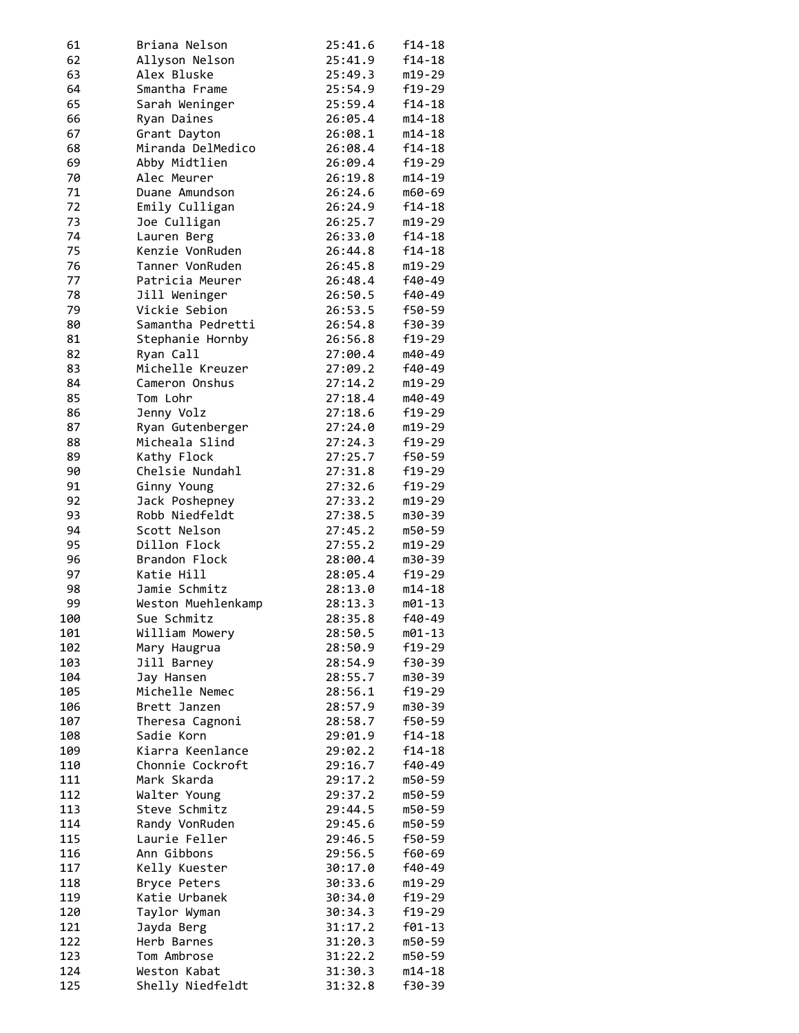| | | | |
|---|---|---|---|
| 61 | Briana Nelson | 25:41.6 | f14-18 |
| 62 | Allyson Nelson | 25:41.9 | f14-18 |
| 63 | Alex Bluske | 25:49.3 | m19-29 |
| 64 | Smantha Frame | 25:54.9 | f19-29 |
| 65 | Sarah Weninger | 25:59.4 | f14-18 |
| 66 | Ryan Daines | 26:05.4 | m14-18 |
| 67 | Grant Dayton | 26:08.1 | m14-18 |
| 68 | Miranda DelMedico | 26:08.4 | f14-18 |
| 69 | Abby Midtlien | 26:09.4 | f19-29 |
| 70 | Alec Meurer | 26:19.8 | m14-19 |
| 71 | Duane Amundson | 26:24.6 | m60-69 |
| 72 | Emily Culligan | 26:24.9 | f14-18 |
| 73 | Joe Culligan | 26:25.7 | m19-29 |
| 74 | Lauren Berg | 26:33.0 | f14-18 |
| 75 | Kenzie VonRuden | 26:44.8 | f14-18 |
| 76 | Tanner VonRuden | 26:45.8 | m19-29 |
| 77 | Patricia Meurer | 26:48.4 | f40-49 |
| 78 | Jill Weninger | 26:50.5 | f40-49 |
| 79 | Vickie Sebion | 26:53.5 | f50-59 |
| 80 | Samantha Pedretti | 26:54.8 | f30-39 |
| 81 | Stephanie Hornby | 26:56.8 | f19-29 |
| 82 | Ryan Call | 27:00.4 | m40-49 |
| 83 | Michelle Kreuzer | 27:09.2 | f40-49 |
| 84 | Cameron Onshus | 27:14.2 | m19-29 |
| 85 | Tom Lohr | 27:18.4 | m40-49 |
| 86 | Jenny Volz | 27:18.6 | f19-29 |
| 87 | Ryan Gutenberger | 27:24.0 | m19-29 |
| 88 | Micheala Slind | 27:24.3 | f19-29 |
| 89 | Kathy Flock | 27:25.7 | f50-59 |
| 90 | Chelsie Nundahl | 27:31.8 | f19-29 |
| 91 | Ginny Young | 27:32.6 | f19-29 |
| 92 | Jack Poshepney | 27:33.2 | m19-29 |
| 93 | Robb Niedfeldt | 27:38.5 | m30-39 |
| 94 | Scott Nelson | 27:45.2 | m50-59 |
| 95 | Dillon Flock | 27:55.2 | m19-29 |
| 96 | Brandon Flock | 28:00.4 | m30-39 |
| 97 | Katie Hill | 28:05.4 | f19-29 |
| 98 | Jamie Schmitz | 28:13.0 | m14-18 |
| 99 | Weston Muehlenkamp | 28:13.3 | m01-13 |
| 100 | Sue Schmitz | 28:35.8 | f40-49 |
| 101 | William Mowery | 28:50.5 | m01-13 |
| 102 | Mary Haugrua | 28:50.9 | f19-29 |
| 103 | Jill Barney | 28:54.9 | f30-39 |
| 104 | Jay Hansen | 28:55.7 | m30-39 |
| 105 | Michelle Nemec | 28:56.1 | f19-29 |
| 106 | Brett Janzen | 28:57.9 | m30-39 |
| 107 | Theresa Cagnoni | 28:58.7 | f50-59 |
| 108 | Sadie Korn | 29:01.9 | f14-18 |
| 109 | Kiarra Keenlance | 29:02.2 | f14-18 |
| 110 | Chonnie Cockroft | 29:16.7 | f40-49 |
| 111 | Mark Skarda | 29:17.2 | m50-59 |
| 112 | Walter Young | 29:37.2 | m50-59 |
| 113 | Steve Schmitz | 29:44.5 | m50-59 |
| 114 | Randy VonRuden | 29:45.6 | m50-59 |
| 115 | Laurie Feller | 29:46.5 | f50-59 |
| 116 | Ann Gibbons | 29:56.5 | f60-69 |
| 117 | Kelly Kuester | 30:17.0 | f40-49 |
| 118 | Bryce Peters | 30:33.6 | m19-29 |
| 119 | Katie Urbanek | 30:34.0 | f19-29 |
| 120 | Taylor Wyman | 30:34.3 | f19-29 |
| 121 | Jayda Berg | 31:17.2 | f01-13 |
| 122 | Herb Barnes | 31:20.3 | m50-59 |
| 123 | Tom Ambrose | 31:22.2 | m50-59 |
| 124 | Weston Kabat | 31:30.3 | m14-18 |
| 125 | Shelly Niedfeldt | 31:32.8 | f30-39 |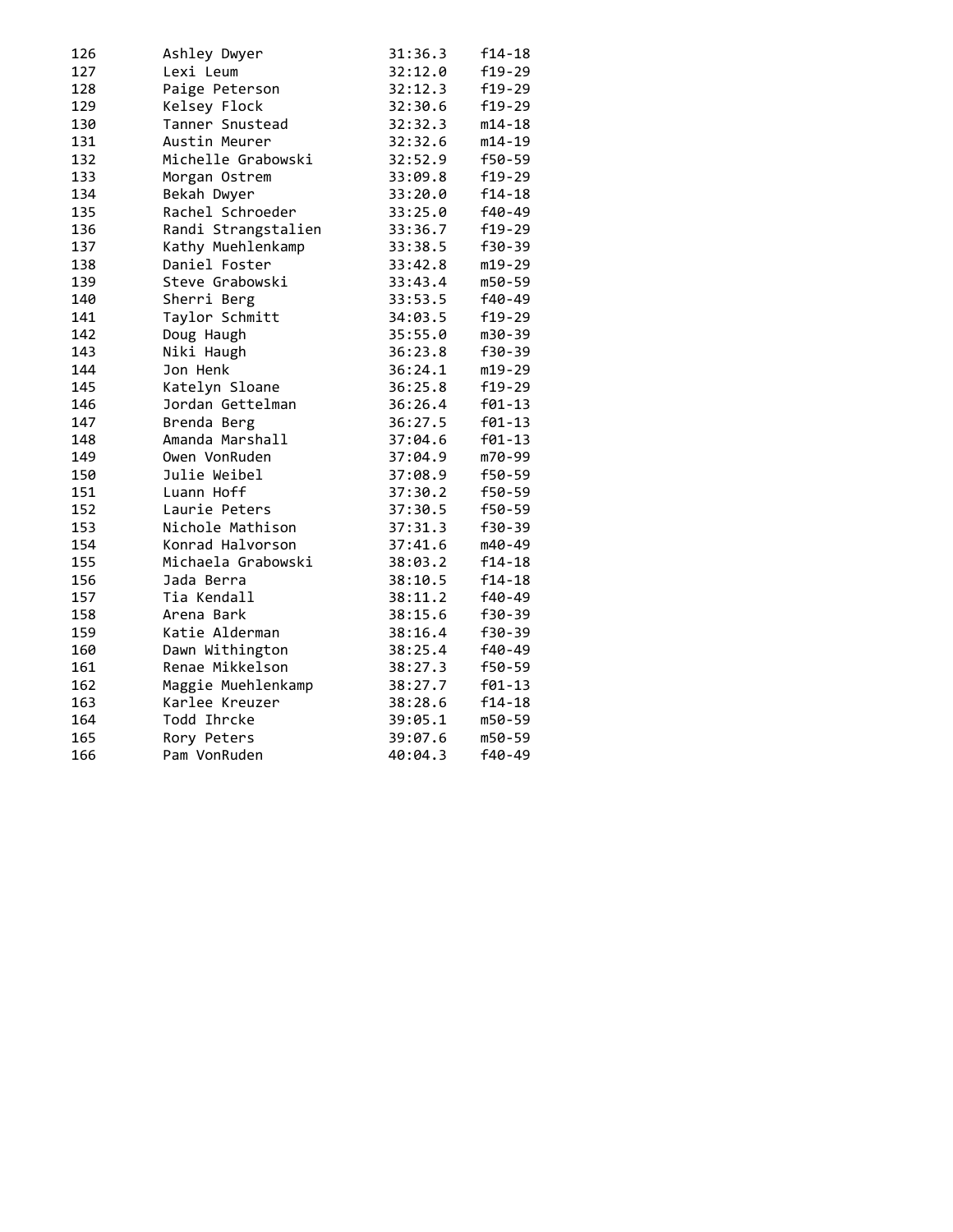| | | | |
|---|---|---|---|
| 126 | Ashley Dwyer | 31:36.3 | f14-18 |
| 127 | Lexi Leum | 32:12.0 | f19-29 |
| 128 | Paige Peterson | 32:12.3 | f19-29 |
| 129 | Kelsey Flock | 32:30.6 | f19-29 |
| 130 | Tanner Snustead | 32:32.3 | m14-18 |
| 131 | Austin Meurer | 32:32.6 | m14-19 |
| 132 | Michelle Grabowski | 32:52.9 | f50-59 |
| 133 | Morgan Ostrem | 33:09.8 | f19-29 |
| 134 | Bekah Dwyer | 33:20.0 | f14-18 |
| 135 | Rachel Schroeder | 33:25.0 | f40-49 |
| 136 | Randi Strangstalien | 33:36.7 | f19-29 |
| 137 | Kathy Muehlenkamp | 33:38.5 | f30-39 |
| 138 | Daniel Foster | 33:42.8 | m19-29 |
| 139 | Steve Grabowski | 33:43.4 | m50-59 |
| 140 | Sherri Berg | 33:53.5 | f40-49 |
| 141 | Taylor Schmitt | 34:03.5 | f19-29 |
| 142 | Doug Haugh | 35:55.0 | m30-39 |
| 143 | Niki Haugh | 36:23.8 | f30-39 |
| 144 | Jon Henk | 36:24.1 | m19-29 |
| 145 | Katelyn Sloane | 36:25.8 | f19-29 |
| 146 | Jordan Gettelman | 36:26.4 | f01-13 |
| 147 | Brenda Berg | 36:27.5 | f01-13 |
| 148 | Amanda Marshall | 37:04.6 | f01-13 |
| 149 | Owen VonRuden | 37:04.9 | m70-99 |
| 150 | Julie Weibel | 37:08.9 | f50-59 |
| 151 | Luann Hoff | 37:30.2 | f50-59 |
| 152 | Laurie Peters | 37:30.5 | f50-59 |
| 153 | Nichole Mathison | 37:31.3 | f30-39 |
| 154 | Konrad Halvorson | 37:41.6 | m40-49 |
| 155 | Michaela Grabowski | 38:03.2 | f14-18 |
| 156 | Jada Berra | 38:10.5 | f14-18 |
| 157 | Tia Kendall | 38:11.2 | f40-49 |
| 158 | Arena Bark | 38:15.6 | f30-39 |
| 159 | Katie Alderman | 38:16.4 | f30-39 |
| 160 | Dawn Withington | 38:25.4 | f40-49 |
| 161 | Renae Mikkelson | 38:27.3 | f50-59 |
| 162 | Maggie Muehlenkamp | 38:27.7 | f01-13 |
| 163 | Karlee Kreuzer | 38:28.6 | f14-18 |
| 164 | Todd Ihrcke | 39:05.1 | m50-59 |
| 165 | Rory Peters | 39:07.6 | m50-59 |
| 166 | Pam VonRuden | 40:04.3 | f40-49 |